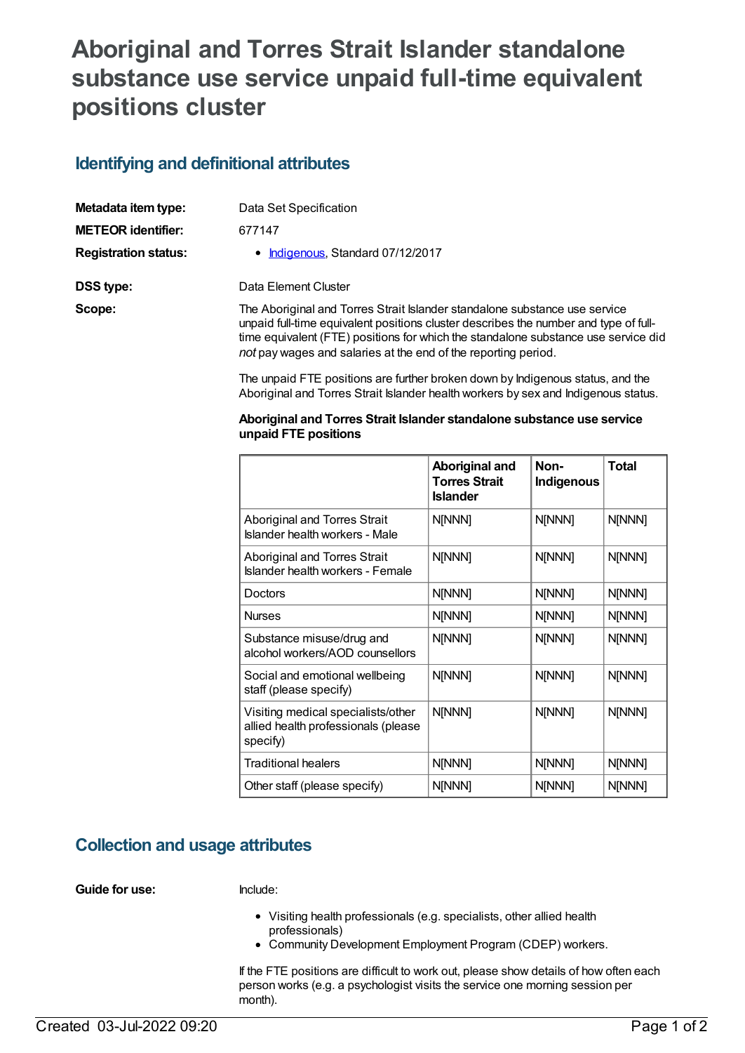# Aboriginal and Torres Strait Islander standalone substance use service unpaid full-time equivalent positions cluster

## Identifying and definitional attributes

**Metadata item type:** Data Set Specification

**METEOR identifier:** 677147

**Registration status:**

- Indigenous, Standard 07/12/2017

**DSS type:** Data Element Cluster

**Scope:**

The Aboriginal and Torres Strait Islander standalone substance use service unpaid full-time equivalent positions cluster describes the number and type of full-time equivalent (FTE) positions for which the standalone substance use service did *not* pay wages and salaries at the end of the reporting period.

The unpaid FTE positions are further broken down by Indigenous status, and the Aboriginal and Torres Strait Islander health workers by sex and Indigenous status.

**Aboriginal and Torres Strait Islander standalone substance use service unpaid FTE positions**

| | Aboriginal and Torres Strait Islander | Non-Indigenous | Total |
|---|---|---|---|
| Aboriginal and Torres Strait Islander health workers - Male | N[NNN] | N[NNN] | N[NNN] |
| Aboriginal and Torres Strait Islander health workers - Female | N[NNN] | N[NNN] | N[NNN] |
| Doctors | N[NNN] | N[NNN] | N[NNN] |
| Nurses | N[NNN] | N[NNN] | N[NNN] |
| Substance misuse/drug and alcohol workers/AOD counsellors | N[NNN] | N[NNN] | N[NNN] |
| Social and emotional wellbeing staff (please specify) | N[NNN] | N[NNN] | N[NNN] |
| Visiting medical specialists/other allied health professionals (please specify) | N[NNN] | N[NNN] | N[NNN] |
| Traditional healers | N[NNN] | N[NNN] | N[NNN] |
| Other staff (please specify) | N[NNN] | N[NNN] | N[NNN] |

## Collection and usage attributes

**Guide for use:**

Include:

- Visiting health professionals (e.g. specialists, other allied health professionals)
- Community Development Employment Program (CDEP) workers.

If the FTE positions are difficult to work out, please show details of how often each person works (e.g. a psychologist visits the service one morning session per month).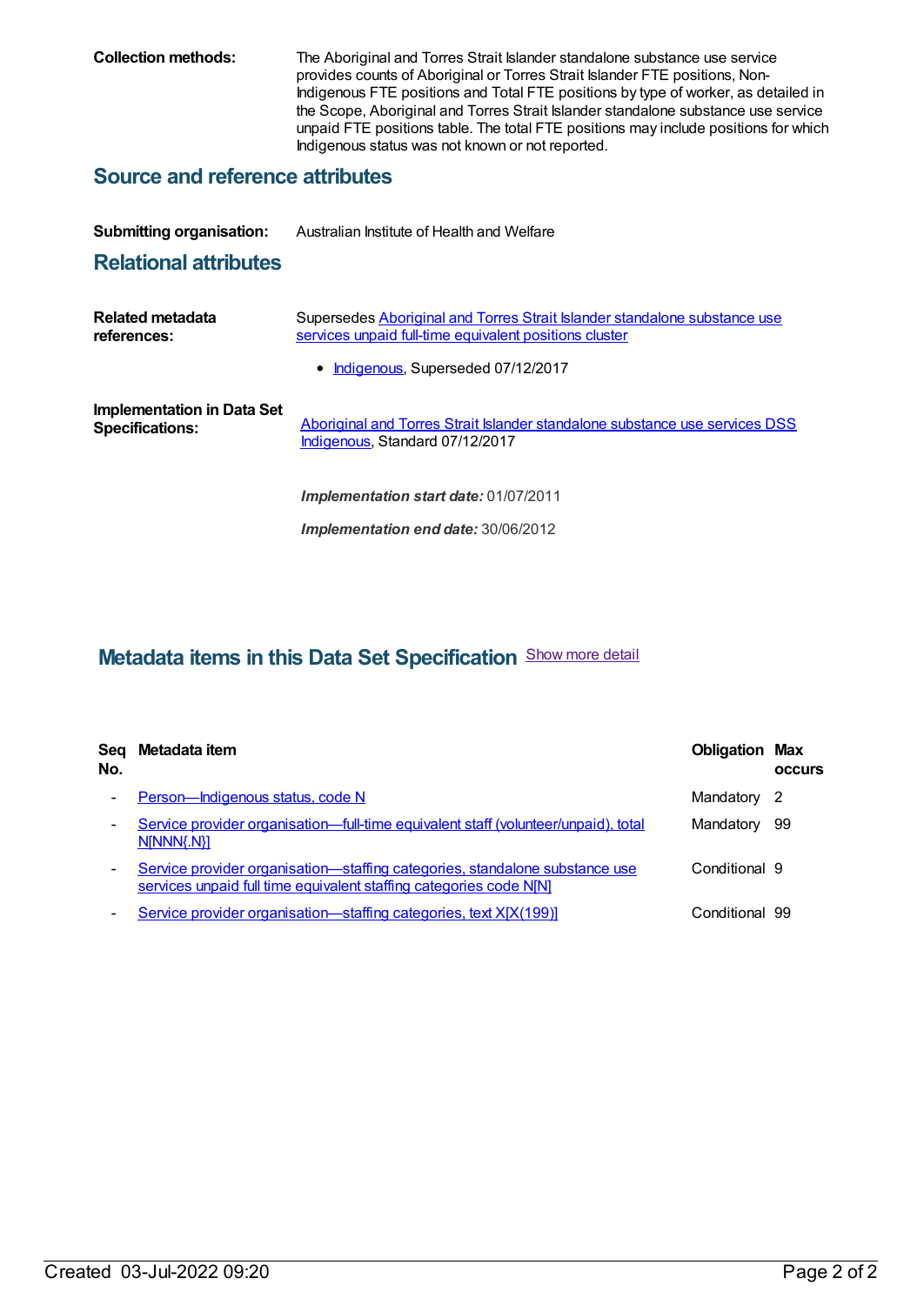**Collection methods:** The Aboriginal and Torres Strait Islander standalone substance use service provides counts of Aboriginal or Torres Strait Islander FTE positions, Non-Indigenous FTE positions and Total FTE positions by type of worker, as detailed in the Scope, Aboriginal and Torres Strait Islander standalone substance use service unpaid FTE positions table. The total FTE positions may include positions for which Indigenous status was not known or not reported.

## Source and reference attributes

**Submitting organisation:** Australian Institute of Health and Welfare

## Relational attributes

**Related metadata references:** Supersedes Aboriginal and Torres Strait Islander standalone substance use services unpaid full-time equivalent positions cluster

- Indigenous, Superseded 07/12/2017

**Implementation in Data Set Specifications:** Aboriginal and Torres Strait Islander standalone substance use services DSS Indigenous, Standard 07/12/2017

***Implementation start date:*** 01/07/2011

***Implementation end date:*** 30/06/2012

## Metadata items in this Data Set Specification

Show more detail

| Seq No. | Metadata item | Obligation | Max occurs |
|---|---|---|---|
| - | Person—Indigenous status, code N | Mandatory | 2 |
| - | Service provider organisation—full-time equivalent staff (volunteer/unpaid), total N[NNN{.N}] | Mandatory | 99 |
| - | Service provider organisation—staffing categories, standalone substance use services unpaid full time equivalent staffing categories code N[N] | Conditional | 9 |
| - | Service provider organisation—staffing categories, text X[X(199)] | Conditional | 99 |